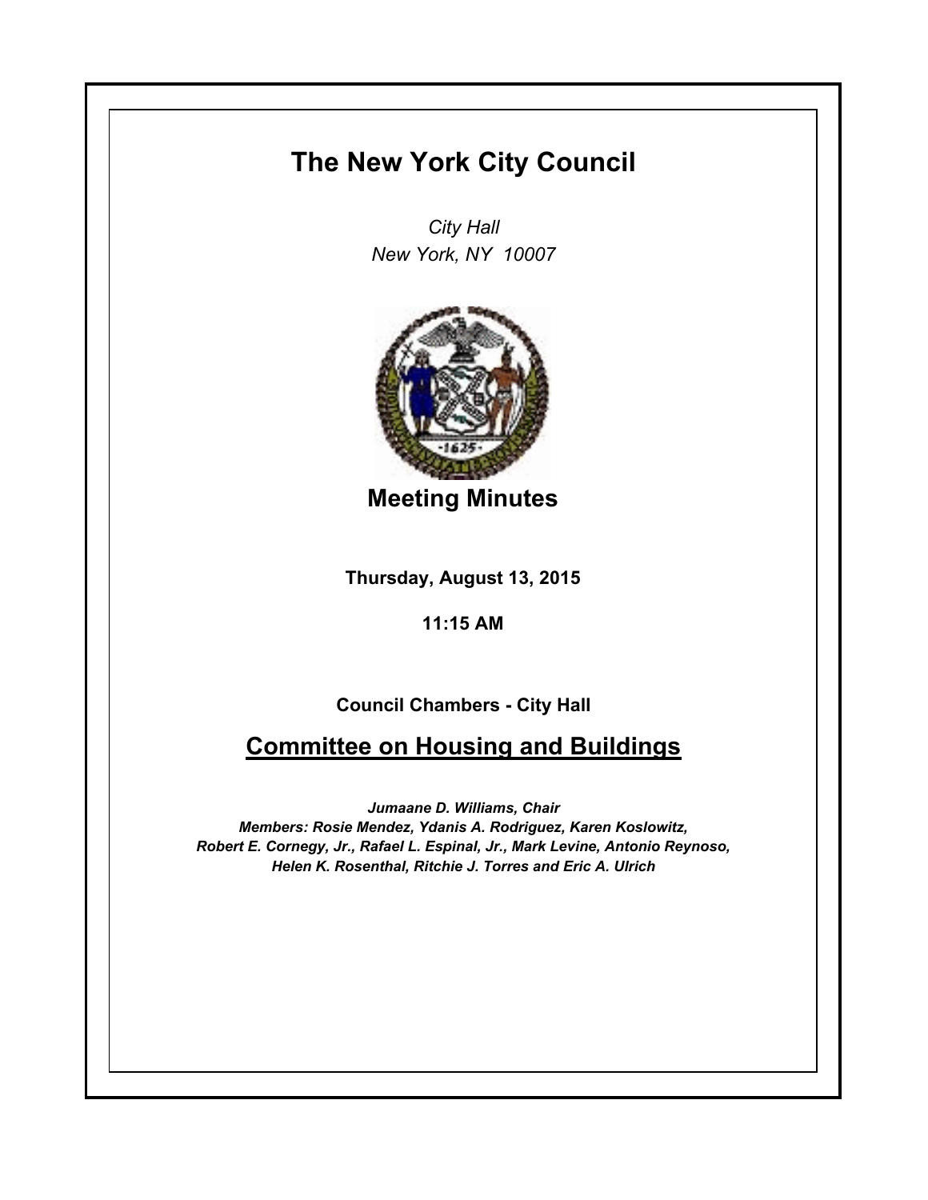# The New York City Council

*City Hall*
*New York, NY 10007*

## Meeting Minutes

**Thursday, August 13, 2015**

**11:15 AM**

**Council Chambers - City Hall**

## Committee on Housing and Buildings

***Jumaane D. Williams, Chair***
***Members: Rosie Mendez, Ydanis A. Rodriguez, Karen Koslowitz, Robert E. Cornegy, Jr., Rafael L. Espinal, Jr., Mark Levine, Antonio Reynoso, Helen K. Rosenthal, Ritchie J. Torres and Eric A. Ulrich***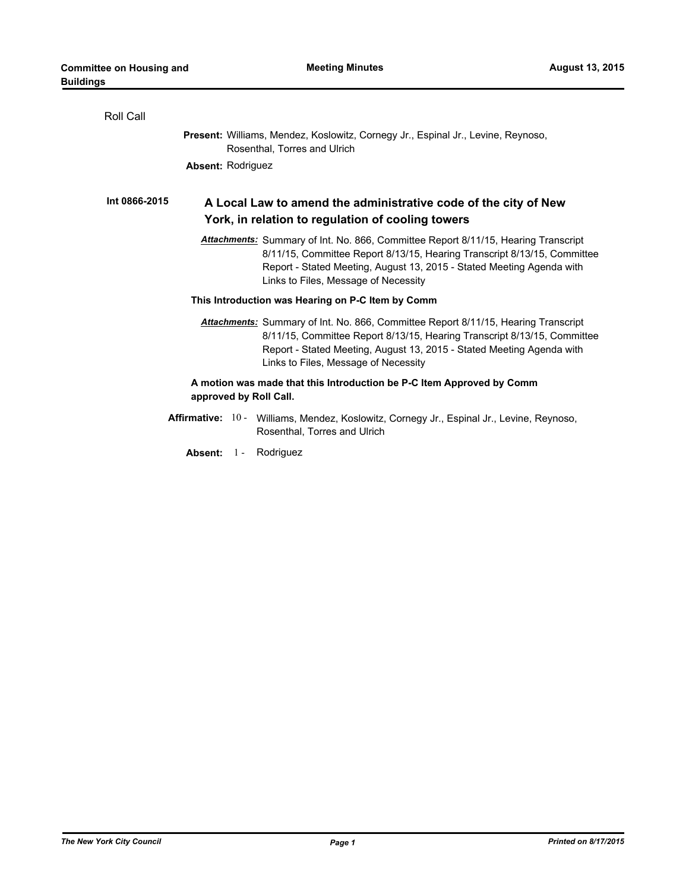Roll Call

**Present:** Williams, Mendez, Koslowitz, Cornegy Jr., Espinal Jr., Levine, Reynoso, Rosenthal, Torres and Ulrich

**Absent:** Rodriguez

**Int 0866-2015**

## A Local Law to amend the administrative code of the city of New York, in relation to regulation of cooling towers

***Attachments:*** Summary of Int. No. 866, Committee Report 8/11/15, Hearing Transcript 8/11/15, Committee Report 8/13/15, Hearing Transcript 8/13/15, Committee Report - Stated Meeting, August 13, 2015 - Stated Meeting Agenda with Links to Files, Message of Necessity

**This Introduction was Hearing on P-C Item by Comm**

***Attachments:*** Summary of Int. No. 866, Committee Report 8/11/15, Hearing Transcript 8/11/15, Committee Report 8/13/15, Hearing Transcript 8/13/15, Committee Report - Stated Meeting, August 13, 2015 - Stated Meeting Agenda with Links to Files, Message of Necessity

**A motion was made that this Introduction be P-C Item Approved by Comm approved by Roll Call.**

**Affirmative:** 10 - Williams, Mendez, Koslowitz, Cornegy Jr., Espinal Jr., Levine, Reynoso, Rosenthal, Torres and Ulrich

**Absent:** 1 - Rodriguez